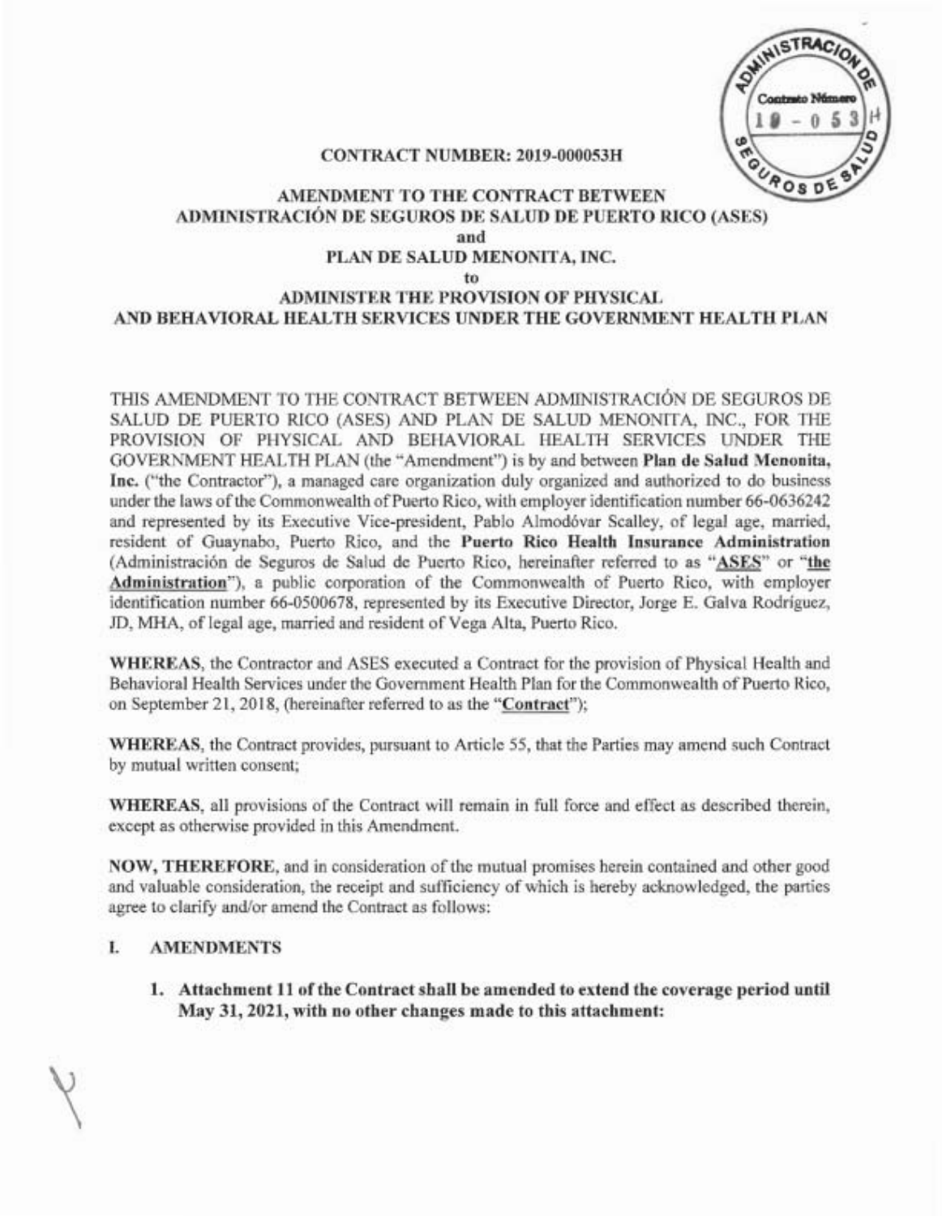**CONTRACT NUMBER: 2019-000053H**

**AMENDMENT TO THE CONTRACT BETWEEN ADMINISTRACIÓN DE SEGUROS DE SALUD DE PUERTO RICO (ASES) and PLAN DE SALUD MENONITA, INC. to ADMINISTER THE PROVISION OF PHYSICAL AND BEHAVIORAL HEALTH SERVICES UNDER THE GOVERNMENT HEALTH PLAN**

THIS AMENDMENT TO THE CONTRACT BETWEEN ADMINISTRACIÓN DE SEGUROS DE SALUD DE PUERTO RICO (ASES) AND PLAN DE SALUD MENONITA, INC., FOR THE PROVISION OF PHYSICAL AND BEHAVIORAL HEALTH SERVICES UNDER THE GOVERNMENT HEALTH PLAN (the "Amendment") is by and between **Plan de Salud Menonita, Inc.** ("the Contractor"), a managed care organization duly organized and authorized to do business under the laws of the Commonwealth of Puerto Rico, with employer identification number 66-0636242 and represented by its Executive Vice-president, Pablo Almodóvar Scalley, of legal age, married, resident of Guaynabo, Puerto Rico, and the **Puerto Rico Health Insurance Administration** (Administración de Seguros de Salud de Puerto Rico, hereinafter referred to as "**ASES**" or "**the Administration**"), a public corporation of the Commonwealth of Puerto Rico, with employer identification number 66-0500678, represented by its Executive Director, Jorge E. Galva Rodríguez, JD, MHA, of legal age, married and resident of Vega Alta, Puerto Rico.

**WHEREAS**, the Contractor and ASES executed a Contract for the provision of Physical Health and Behavioral Health Services under the Government Health Plan for the Commonwealth of Puerto Rico, on September 21, 2018, (hereinafter referred to as the "**Contract**");

**WHEREAS**, the Contract provides, pursuant to Article 55, that the Parties may amend such Contract by mutual written consent;

**WHEREAS**, all provisions of the Contract will remain in full force and effect as described therein, except as otherwise provided in this Amendment.

**NOW, THEREFORE**, and in consideration of the mutual promises herein contained and other good and valuable consideration, the receipt and sufficiency of which is hereby acknowledged, the parties agree to clarify and/or amend the Contract as follows:

## I. AMENDMENTS

1. **Attachment 11 of the Contract shall be amended to extend the coverage period until May 31, 2021, with no other changes made to this attachment:**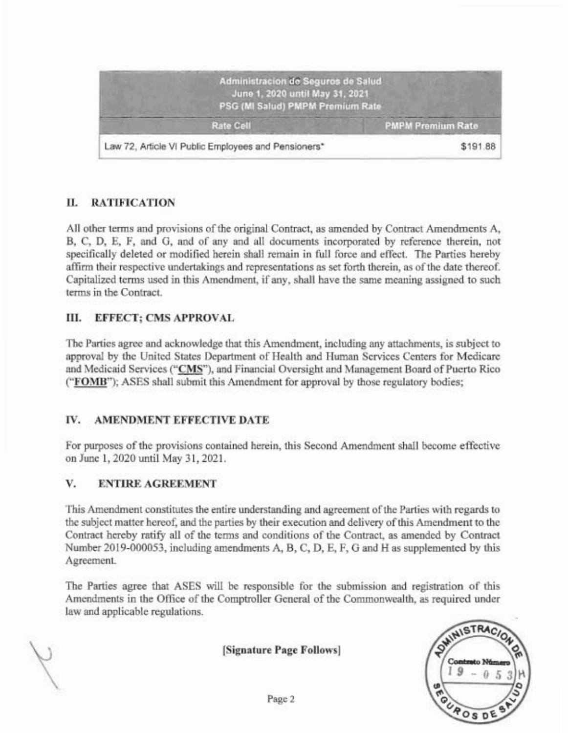| Administracion de Seguros de Salud<br>June 1, 2020 until May 31, 2021<br>PSG (MI Salud) PMPM Premium Rate | |
|---|---|
| **Rate Cell** | **PMPM Premium Rate** |
| Law 72, Article VI Public Employees and Pensioners* | $191.88 |

## II. RATIFICATION

All other terms and provisions of the original Contract, as amended by Contract Amendments A, B, C, D, E, F, and G, and of any and all documents incorporated by reference therein, not specifically deleted or modified herein shall remain in full force and effect. The Parties hereby affirm their respective undertakings and representations as set forth therein, as of the date thereof. Capitalized terms used in this Amendment, if any, shall have the same meaning assigned to such terms in the Contract.

## III. EFFECT; CMS APPROVAL

The Parties agree and acknowledge that this Amendment, including any attachments, is subject to approval by the United States Department of Health and Human Services Centers for Medicare and Medicaid Services ("**CMS**"), and Financial Oversight and Management Board of Puerto Rico ("**FOMB**"); ASES shall submit this Amendment for approval by those regulatory bodies;

## IV. AMENDMENT EFFECTIVE DATE

For purposes of the provisions contained herein, this Second Amendment shall become effective on June 1, 2020 until May 31, 2021.

## V. ENTIRE AGREEMENT

This Amendment constitutes the entire understanding and agreement of the Parties with regards to the subject matter hereof, and the parties by their execution and delivery of this Amendment to the Contract hereby ratify all of the terms and conditions of the Contract, as amended by Contract Number 2019-000053, including amendments A, B, C, D, E, F, G and H as supplemented by this Agreement.

The Parties agree that ASES will be responsible for the submission and registration of this Amendments in the Office of the Comptroller General of the Commonwealth, as required under law and applicable regulations.

**[Signature Page Follows]**

Administración de Seguros de Salud — Contrato Número 19-053H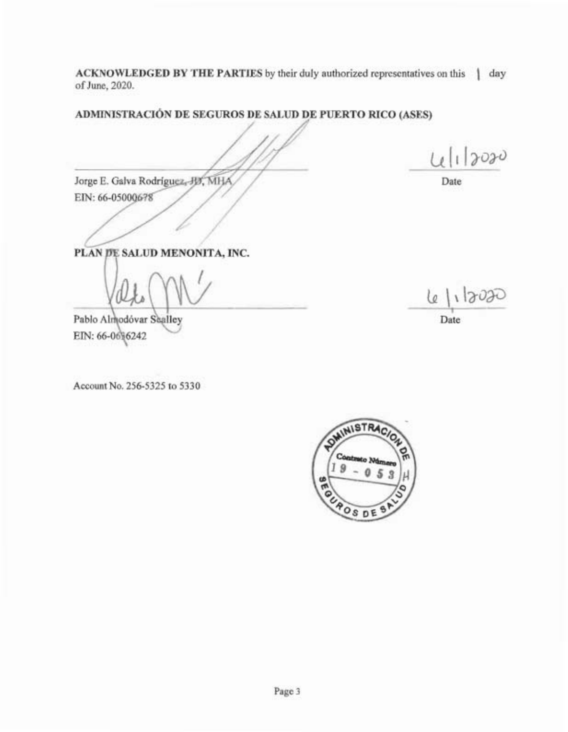**ACKNOWLEDGED BY THE PARTIES** by their duly authorized representatives on this 1 day of June, 2020.

**ADMINISTRACIÓN DE SEGUROS DE SALUD DE PUERTO RICO (ASES)**

Jorge E. Galva Rodríguez, JD, MHA
EIN: 66-05000678

6/1/2020
Date

**PLAN DE SALUD MENONITA, INC.**

Pablo Almodóvar Scalley
EIN: 66-0616242

6/1/2020
Date

Account No. 256-5325 to 5330

ADMINISTRACIÓN DE SEGUROS DE SALUD
Contrato Número 19-053 H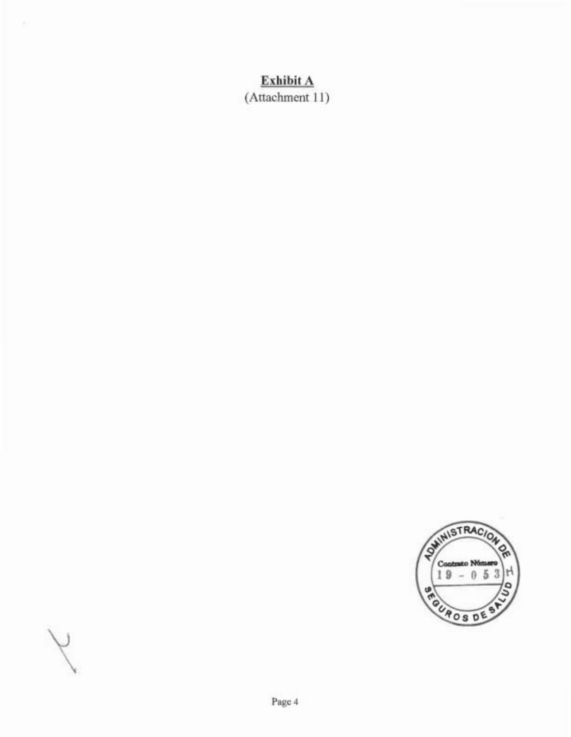**Exhibit A**

(Attachment 11)

ADMINISTRACION DE SEGUROS DE SALUD

Contrato Número

19 - 053 H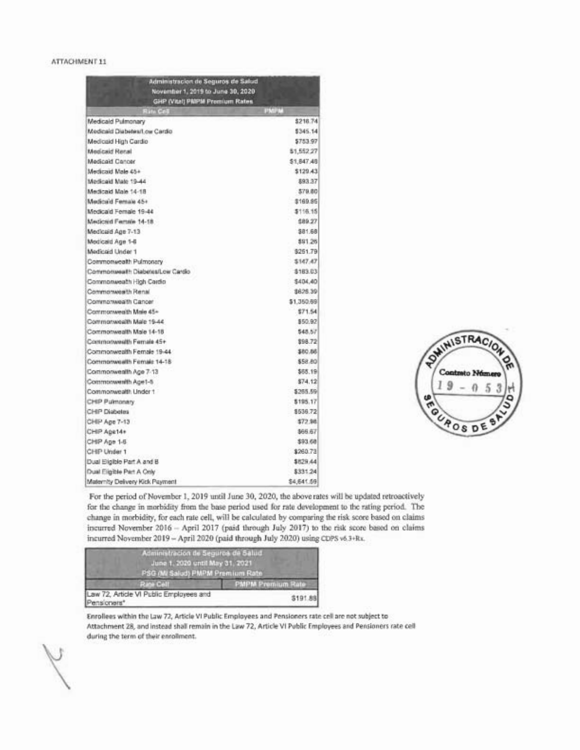ATTACHMENT 11

| Administracion de Seguros de Salud<br>November 1, 2019 to June 30, 2020<br>GHP (Vital) PMPM Premium Rates | |
|---|---|
| Rate Cell | PMPM |
| Medicaid Pulmonary | $216.74 |
| Medicaid Diabetes/Low Cardio | $345.14 |
| Medicaid High Cardio | $753.97 |
| Medicaid Renal | $1,552.27 |
| Medicaid Cancer | $1,847.48 |
| Medicaid Male 45+ | $129.43 |
| Medicaid Male 19-44 | $93.37 |
| Medicaid Male 14-18 | $79.80 |
| Medicaid Female 45+ | $169.85 |
| Medicaid Female 19-44 | $116.15 |
| Medicaid Female 14-18 | $89.27 |
| Medicaid Age 7-13 | $81.68 |
| Medicaid Age 1-6 | $91.26 |
| Medicaid Under 1 | $251.79 |
| Commonwealth Pulmonary | $147.47 |
| Commonwealth Diabetes/Low Cardio | $183.03 |
| Commonwealth High Cardio | $404.40 |
| Commonwealth Renal | $626.39 |
| Commonwealth Cancer | $1,350.69 |
| Commonwealth Male 45+ | $71.54 |
| Commonwealth Male 19-44 | $50.92 |
| Commonwealth Male 14-18 | $48.57 |
| Commonwealth Female 45+ | $98.72 |
| Commonwealth Female 19-44 | $60.66 |
| Commonwealth Female 14-18 | $58.60 |
| Commonwealth Age 7-13 | $65.19 |
| Commonwealth Age1-6 | $74.12 |
| Commonwealth Under 1 | $265.59 |
| CHIP Pulmonary | $195.17 |
| CHIP Diabetes | $536.72 |
| CHIP Age 7-13 | $72.98 |
| CHIP Age14+ | $66.67 |
| CHIP Age 1-6 | $93.68 |
| CHIP Under 1 | $260.73 |
| Dual Eligible Part A and B | $829.44 |
| Dual Eligible Part A Only | $331.24 |
| Maternity Delivery Kick Payment | $4,641.59 |

ADMINISTRACION DE SEGUROS DE SALUD
Contrato Número 19-053H

For the period of November 1, 2019 until June 30, 2020, the above rates will be updated retroactively for the change in morbidity from the base period used for rate development to the rating period. The change in morbidity, for each rate cell, will be calculated by comparing the risk score based on claims incurred November 2016 – April 2017 (paid through July 2017) to the risk score based on claims incurred November 2019 – April 2020 (paid through July 2020) using CDPS v6.3+Rx.

| Administracion de Seguros de Salud<br>June 1, 2020 until May 31, 2021<br>PSG (Mi Salud) PMPM Premium Rate | |
|---|---|
| Rate Cell | PMPM Premium Rate |
| Law 72, Article VI Public Employees and Pensioners* | $191.88 |

Enrollees within the Law 72, Article VI Public Employees and Pensioners rate cell are not subject to Attachment 28, and instead shall remain in the Law 72, Article VI Public Employees and Pensioners rate cell during the term of their enrollment.